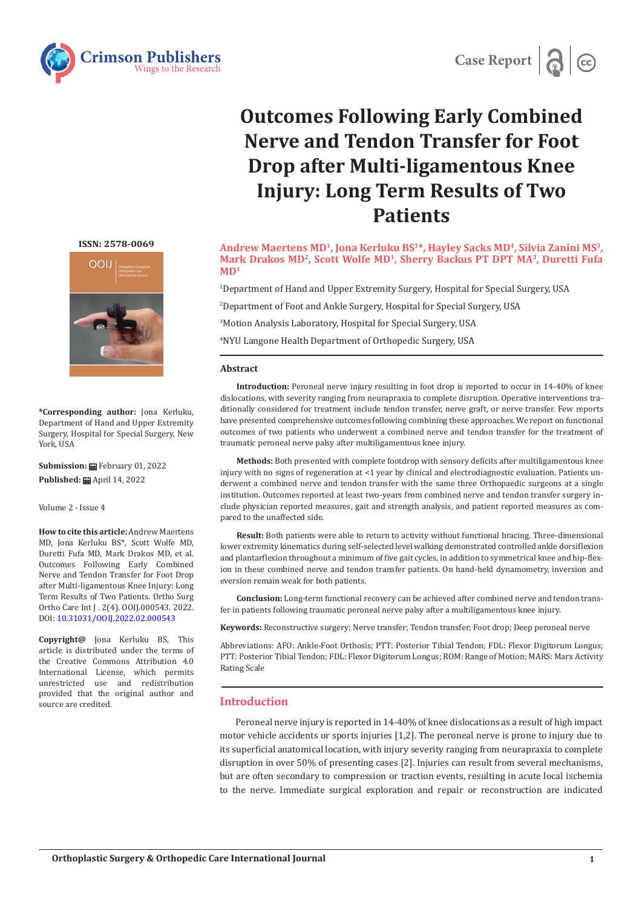Case Report

# Outcomes Following Early Combined Nerve and Tendon Transfer for Foot Drop after Multi-ligamentous Knee Injury: Long Term Results of Two Patients

**Andrew Maertens MD[1], Jona Kerluku BS[1]*, Hayley Sacks MD[4], Silvia Zanini MS[3], Mark Drakos MD[2], Scott Wolfe MD[1], Sherry Backus PT DPT MA[3], Duretti Fufa MD[1]**

[1]Department of Hand and Upper Extremity Surgery, Hospital for Special Surgery, USA

[2]Department of Foot and Ankle Surgery, Hospital for Special Surgery, USA

[3]Motion Analysis Laboratory, Hospital for Special Surgery, USA

[4]NYU Langone Health Department of Orthopedic Surgery, USA

**ISSN: 2578-0069**

**\*Corresponding author:** Jona Kerluku, Department of Hand and Upper Extremity Surgery, Hospital for Special Surgery, New York, USA

**Submission:** February 01, 2022

**Published:** April 14, 2022

Volume 2 - Issue 4

**How to cite this article:** Andrew Maertens MD, Jona Kerluku BS*, Scott Wolfe MD, Duretti Fufa MD, Mark Drakos MD, et al. Outcomes Following Early Combined Nerve and Tendon Transfer for Foot Drop after Multi-ligamentous Knee Injury: Long Term Results of Two Patients. Ortho Surg Ortho Care Int J . 2(4). OOIJ.000543. 2022. DOI: 10.31031/OOIJ.2022.02.000543

**Copyright@** Jona Kerluku BS, This article is distributed under the terms of the Creative Commons Attribution 4.0 International License, which permits unrestricted use and redistribution provided that the original author and source are credited.

## Abstract

**Introduction:** Peroneal nerve injury resulting in foot drop is reported to occur in 14-40% of knee dislocations, with severity ranging from neurapraxia to complete disruption. Operative interventions traditionally considered for treatment include tendon transfer, nerve graft, or nerve transfer. Few reports have presented comprehensive outcomes following combining these approaches. We report on functional outcomes of two patients who underwent a combined nerve and tendon transfer for the treatment of traumatic peroneal nerve palsy after multiligamentous knee injury.

**Methods:** Both presented with complete footdrop with sensory deficits after multiligamentous knee injury with no signs of regeneration at <1 year by clinical and electrodiagnostic evaluation. Patients underwent a combined nerve and tendon transfer with the same three Orthopaedic surgeons at a single institution. Outcomes reported at least two-years from combined nerve and tendon transfer surgery include physician reported measures, gait and strength analysis, and patient reported measures as compared to the unaffected side.

**Result:** Both patients were able to return to activity without functional bracing. Three-dimensional lower extremity kinematics during self-selected level walking demonstrated controlled ankle dorsiflexion and plantarflexion throughout a minimum of five gait cycles, in addition to symmetrical knee and hip-flexion in these combined nerve and tendon transfer patients. On hand-held dynamometry, inversion and eversion remain weak for both patients.

**Conclusion:** Long-term functional recovery can be achieved after combined nerve and tendon transfer in patients following traumatic peroneal nerve palsy after a multiligamentous knee injury.

**Keywords:** Reconstructive surgery; Nerve transfer; Tendon transfer; Foot drop; Deep peroneal nerve

Abbreviations: AFO: Ankle-Foot Orthosis; PTT: Posterior Tibial Tendon; FDL: Flexor Digitorum Longus; PTT: Posterior Tibial Tendon; FDL: Flexor Digitorum Longus; ROM: Range of Motion; MARS: Marx Activity Rating Scale

## Introduction

Peroneal nerve injury is reported in 14-40% of knee dislocations as a result of high impact motor vehicle accidents or sports injuries [1,2]. The peroneal nerve is prone to injury due to its superficial anatomical location, with injury severity ranging from neurapraxia to complete disruption in over 50% of presenting cases [2]. Injuries can result from several mechanisms, but are often secondary to compression or traction events, resulting in acute local ischemia to the nerve. Immediate surgical exploration and repair or reconstruction are indicated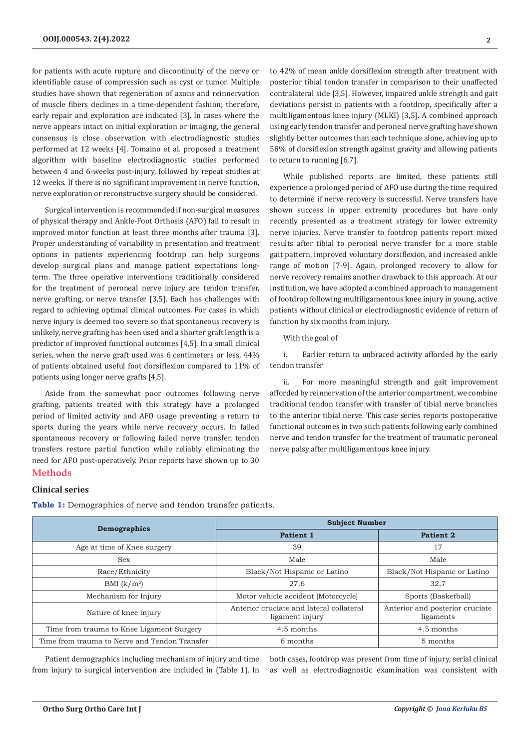for patients with acute rupture and discontinuity of the nerve or identifiable cause of compression such as cyst or tumor. Multiple studies have shown that regeneration of axons and reinnervation of muscle fibers declines in a time-dependent fashion; therefore, early repair and exploration are indicated [3]. In cases where the nerve appears intact on initial exploration or imaging, the general consensus is close observation with electrodiagnostic studies performed at 12 weeks [4]. Tomaino et al. proposed a treatment algorithm with baseline electrodiagnostic studies performed between 4 and 6-weeks post-injury, followed by repeat studies at 12 weeks. If there is no significant improvement in nerve function, nerve exploration or reconstructive surgery should be considered.

Surgical intervention is recommended if non-surgical measures of physical therapy and Ankle-Foot Orthosis (AFO) fail to result in improved motor function at least three months after trauma [3]. Proper understanding of variability in presentation and treatment options in patients experiencing footdrop can help surgeons develop surgical plans and manage patient expectations long-term. The three operative interventions traditionally considered for the treatment of peroneal nerve injury are tendon transfer, nerve grafting, or nerve transfer [3,5]. Each has challenges with regard to achieving optimal clinical outcomes. For cases in which nerve injury is deemed too severe so that spontaneous recovery is unlikely, nerve grafting has been used and a shorter graft length is a predictor of improved functional outcomes [4,5]. In a small clinical series, when the nerve graft used was 6 centimeters or less, 44% of patients obtained useful foot dorsiflexion compared to 11% of patients using longer nerve grafts [4,5].

Aside from the somewhat poor outcomes following nerve grafting, patients treated with this strategy have a prolonged period of limited activity and AFO usage preventing a return to sports during the years while nerve recovery occurs. In failed spontaneous recovery or following failed nerve transfer, tendon transfers restore partial function while reliably eliminating the need for AFO post-operatively. Prior reports have shown up to 30 to 42% of mean ankle dorsiflexion strength after treatment with posterior tibial tendon transfer in comparison to their unaffected contralateral side [3,5]. However, impaired ankle strength and gait deviations persist in patients with a footdrop, specifically after a multiligamentous knee injury (MLKI) [3,5]. A combined approach using early tendon transfer and peroneal nerve grafting have shown slightly better outcomes than each technique alone, achieving up to 58% of dorsiflexion strength against gravity and allowing patients to return to running [6,7].

While published reports are limited, these patients still experience a prolonged period of AFO use during the time required to determine if nerve recovery is successful. Nerve transfers have shown success in upper extremity procedures but have only recently presented as a treatment strategy for lower extremity nerve injuries. Nerve transfer to footdrop patients report mixed results after tibial to peroneal nerve transfer for a more stable gait pattern, improved voluntary dorsiflexion, and increased ankle range of motion [7-9]. Again, prolonged recovery to allow for nerve recovery remains another drawback to this approach. At our institution, we have adopted a combined approach to management of footdrop following multiligamentous knee injury in young, active patients without clinical or electrodiagnostic evidence of return of function by six months from injury.

With the goal of

i. Earlier return to unbraced activity afforded by the early tendon transfer

ii. For more meaningful strength and gait improvement afforded by reinnervation of the anterior compartment, we combine traditional tendon transfer with transfer of tibial nerve branches to the anterior tibial nerve. This case series reports postoperative functional outcomes in two such patients following early combined nerve and tendon transfer for the treatment of traumatic peroneal nerve palsy after multiligamentous knee injury.

## Methods

### Clinical series

**Table 1:** Demographics of nerve and tendon transfer patients.

| Demographics | Subject Number | |
|---|---|---|
| | Patient 1 | Patient 2 |
| Age at time of Knee surgery | 39 | 17 |
| Sex | Male | Male |
| Race/Ethnicity | Black/Not Hispanic or Latino | Black/Not Hispanic or Latino |
| BMI (k/m$^2$) | 27.6 | 32.7 |
| Mechanism for Injury | Motor vehicle accident (Motorcycle) | Sports (Basketball) |
| Nature of knee injury | Anterior cruciate and lateral collateral ligament injury | Anterior and posterior cruciate ligaments |
| Time from trauma to Knee Ligament Surgery | 4.5 months | 4.5 months |
| Time from trauma to Nerve and Tendon Transfer | 6 months | 5 months |

Patient demographics including mechanism of injury and time from injury to surgical intervention are included in (Table 1). In both cases, footdrop was present from time of injury, serial clinical as well as electrodiagnostic examination was consistent with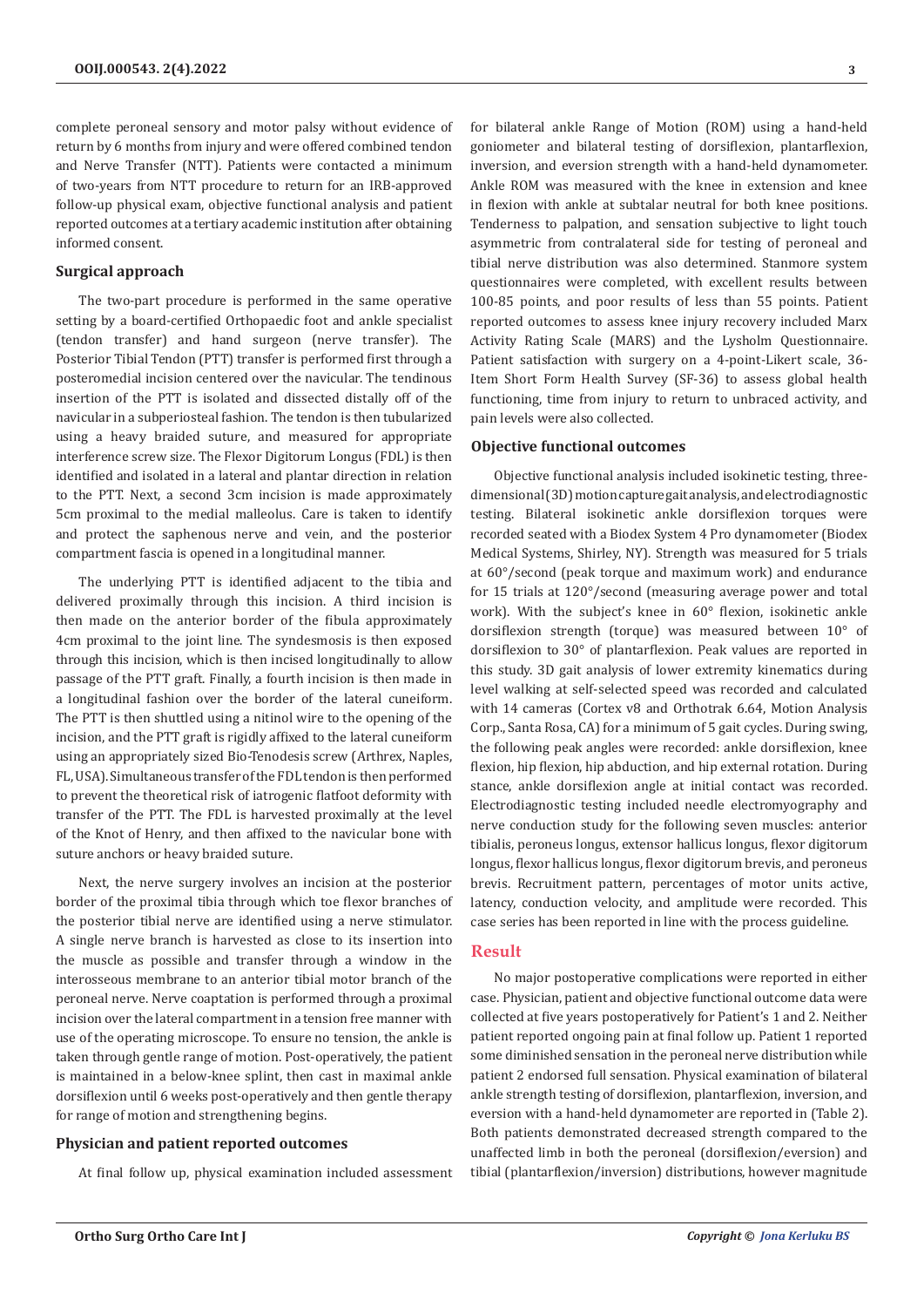complete peroneal sensory and motor palsy without evidence of return by 6 months from injury and were offered combined tendon and Nerve Transfer (NTT). Patients were contacted a minimum of two-years from NTT procedure to return for an IRB-approved follow-up physical exam, objective functional analysis and patient reported outcomes at a tertiary academic institution after obtaining informed consent.

### Surgical approach

The two-part procedure is performed in the same operative setting by a board-certified Orthopaedic foot and ankle specialist (tendon transfer) and hand surgeon (nerve transfer). The Posterior Tibial Tendon (PTT) transfer is performed first through a posteromedial incision centered over the navicular. The tendinous insertion of the PTT is isolated and dissected distally off of the navicular in a subperiosteal fashion. The tendon is then tubularized using a heavy braided suture, and measured for appropriate interference screw size. The Flexor Digitorum Longus (FDL) is then identified and isolated in a lateral and plantar direction in relation to the PTT. Next, a second 3cm incision is made approximately 5cm proximal to the medial malleolus. Care is taken to identify and protect the saphenous nerve and vein, and the posterior compartment fascia is opened in a longitudinal manner.

The underlying PTT is identified adjacent to the tibia and delivered proximally through this incision. A third incision is then made on the anterior border of the fibula approximately 4cm proximal to the joint line. The syndesmosis is then exposed through this incision, which is then incised longitudinally to allow passage of the PTT graft. Finally, a fourth incision is then made in a longitudinal fashion over the border of the lateral cuneiform. The PTT is then shuttled using a nitinol wire to the opening of the incision, and the PTT graft is rigidly affixed to the lateral cuneiform using an appropriately sized Bio-Tenodesis screw (Arthrex, Naples, FL, USA). Simultaneous transfer of the FDL tendon is then performed to prevent the theoretical risk of iatrogenic flatfoot deformity with transfer of the PTT. The FDL is harvested proximally at the level of the Knot of Henry, and then affixed to the navicular bone with suture anchors or heavy braided suture.

Next, the nerve surgery involves an incision at the posterior border of the proximal tibia through which toe flexor branches of the posterior tibial nerve are identified using a nerve stimulator. A single nerve branch is harvested as close to its insertion into the muscle as possible and transfer through a window in the interosseous membrane to an anterior tibial motor branch of the peroneal nerve. Nerve coaptation is performed through a proximal incision over the lateral compartment in a tension free manner with use of the operating microscope. To ensure no tension, the ankle is taken through gentle range of motion. Post-operatively, the patient is maintained in a below-knee splint, then cast in maximal ankle dorsiflexion until 6 weeks post-operatively and then gentle therapy for range of motion and strengthening begins.

### Physician and patient reported outcomes

At final follow up, physical examination included assessment for bilateral ankle Range of Motion (ROM) using a hand-held goniometer and bilateral testing of dorsiflexion, plantarflexion, inversion, and eversion strength with a hand-held dynamometer. Ankle ROM was measured with the knee in extension and knee in flexion with ankle at subtalar neutral for both knee positions. Tenderness to palpation, and sensation subjective to light touch asymmetric from contralateral side for testing of peroneal and tibial nerve distribution was also determined. Stanmore system questionnaires were completed, with excellent results between 100-85 points, and poor results of less than 55 points. Patient reported outcomes to assess knee injury recovery included Marx Activity Rating Scale (MARS) and the Lysholm Questionnaire. Patient satisfaction with surgery on a 4-point-Likert scale, 36-Item Short Form Health Survey (SF-36) to assess global health functioning, time from injury to return to unbraced activity, and pain levels were also collected.

### Objective functional outcomes

Objective functional analysis included isokinetic testing, three-dimensional (3D) motion capture gait analysis, and electrodiagnostic testing. Bilateral isokinetic ankle dorsiflexion torques were recorded seated with a Biodex System 4 Pro dynamometer (Biodex Medical Systems, Shirley, NY). Strength was measured for 5 trials at 60°/second (peak torque and maximum work) and endurance for 15 trials at 120°/second (measuring average power and total work). With the subject's knee in 60° flexion, isokinetic ankle dorsiflexion strength (torque) was measured between 10° of dorsiflexion to 30° of plantarflexion. Peak values are reported in this study. 3D gait analysis of lower extremity kinematics during level walking at self-selected speed was recorded and calculated with 14 cameras (Cortex v8 and Orthotrak 6.64, Motion Analysis Corp., Santa Rosa, CA) for a minimum of 5 gait cycles. During swing, the following peak angles were recorded: ankle dorsiflexion, knee flexion, hip flexion, hip abduction, and hip external rotation. During stance, ankle dorsiflexion angle at initial contact was recorded. Electrodiagnostic testing included needle electromyography and nerve conduction study for the following seven muscles: anterior tibialis, peroneus longus, extensor hallicus longus, flexor digitorum longus, flexor hallicus longus, flexor digitorum brevis, and peroneus brevis. Recruitment pattern, percentages of motor units active, latency, conduction velocity, and amplitude were recorded. This case series has been reported in line with the process guideline.

## Result

No major postoperative complications were reported in either case. Physician, patient and objective functional outcome data were collected at five years postoperatively for Patient's 1 and 2. Neither patient reported ongoing pain at final follow up. Patient 1 reported some diminished sensation in the peroneal nerve distribution while patient 2 endorsed full sensation. Physical examination of bilateral ankle strength testing of dorsiflexion, plantarflexion, inversion, and eversion with a hand-held dynamometer are reported in (Table 2). Both patients demonstrated decreased strength compared to the unaffected limb in both the peroneal (dorsiflexion/eversion) and tibial (plantarflexion/inversion) distributions, however magnitude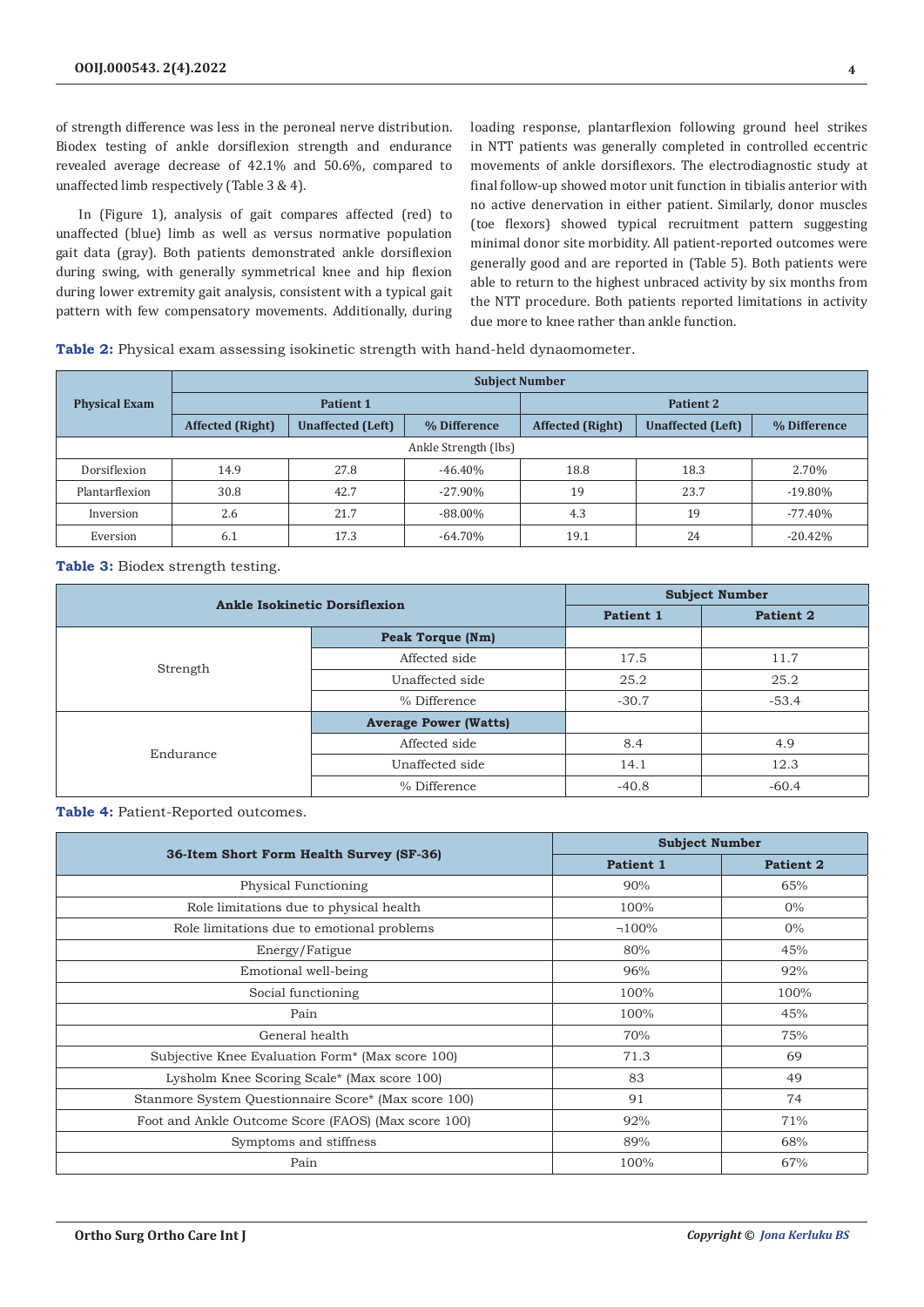of strength difference was less in the peroneal nerve distribution. Biodex testing of ankle dorsiflexion strength and endurance revealed average decrease of 42.1% and 50.6%, compared to unaffected limb respectively (Table 3 & 4).

In (Figure 1), analysis of gait compares affected (red) to unaffected (blue) limb as well as versus normative population gait data (gray). Both patients demonstrated ankle dorsiflexion during swing, with generally symmetrical knee and hip flexion during lower extremity gait analysis, consistent with a typical gait pattern with few compensatory movements. Additionally, during loading response, plantarflexion following ground heel strikes in NTT patients was generally completed in controlled eccentric movements of ankle dorsiflexors. The electrodiagnostic study at final follow-up showed motor unit function in tibialis anterior with no active denervation in either patient. Similarly, donor muscles (toe flexors) showed typical recruitment pattern suggesting minimal donor site morbidity. All patient-reported outcomes were generally good and are reported in (Table 5). Both patients were able to return to the highest unbraced activity by six months from the NTT procedure. Both patients reported limitations in activity due more to knee rather than ankle function.

**Table 2:** Physical exam assessing isokinetic strength with hand-held dynaomometer.

| Physical Exam | Subject Number | | | | | |
|---|---|---|---|---|---|---|
| | Patient 1 | | | Patient 2 | | |
| | Affected (Right) | Unaffected (Left) | % Difference | Affected (Right) | Unaffected (Left) | % Difference |
| Ankle Strength (lbs) | | | | | | |
| Dorsiflexion | 14.9 | 27.8 | -46.40% | 18.8 | 18.3 | 2.70% |
| Plantarflexion | 30.8 | 42.7 | -27.90% | 19 | 23.7 | -19.80% |
| Inversion | 2.6 | 21.7 | -88.00% | 4.3 | 19 | -77.40% |
| Eversion | 6.1 | 17.3 | -64.70% | 19.1 | 24 | -20.42% |

**Table 3:** Biodex strength testing.

| Ankle Isokinetic Dorsiflexion | | Subject Number | |
|---|---|---|---|
| | | Patient 1 | Patient 2 |
| Strength | Peak Torque (Nm) | | |
| | Affected side | 17.5 | 11.7 |
| | Unaffected side | 25.2 | 25.2 |
| | % Difference | -30.7 | -53.4 |
| Endurance | Average Power (Watts) | | |
| | Affected side | 8.4 | 4.9 |
| | Unaffected side | 14.1 | 12.3 |
| | % Difference | -40.8 | -60.4 |

**Table 4:** Patient-Reported outcomes.

| 36-Item Short Form Health Survey (SF-36) | Subject Number | |
|---|---|---|
| | Patient 1 | Patient 2 |
| Physical Functioning | 90% | 65% |
| Role limitations due to physical health | 100% | 0% |
| Role limitations due to emotional problems | ¬100% | 0% |
| Energy/Fatigue | 80% | 45% |
| Emotional well-being | 96% | 92% |
| Social functioning | 100% | 100% |
| Pain | 100% | 45% |
| General health | 70% | 75% |
| Subjective Knee Evaluation Form* (Max score 100) | 71.3 | 69 |
| Lysholm Knee Scoring Scale* (Max score 100) | 83 | 49 |
| Stanmore System Questionnaire Score* (Max score 100) | 91 | 74 |
| Foot and Ankle Outcome Score (FAOS) (Max score 100) | 92% | 71% |
| Symptoms and stiffness | 89% | 68% |
| Pain | 100% | 67% |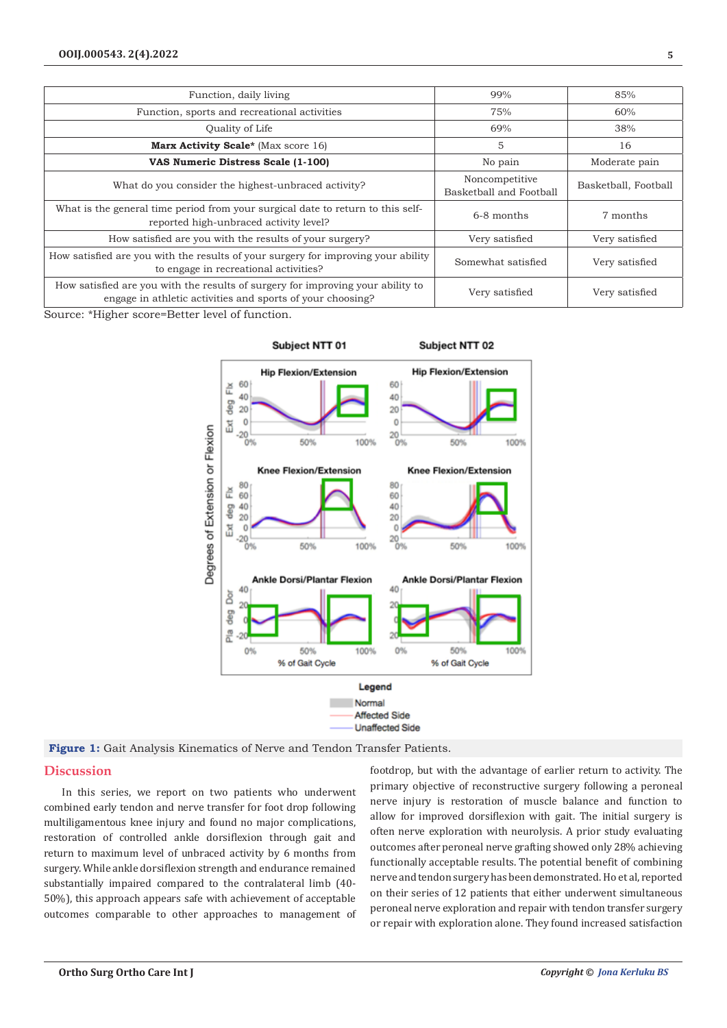| | | |
|---|---|---|
| Function, daily living | 99% | 85% |
| Function, sports and recreational activities | 75% | 60% |
| Quality of Life | 69% | 38% |
| **Marx Activity Scale*** (Max score 16) | 5 | 16 |
| **VAS Numeric Distress Scale (1-100)** | No pain | Moderate pain |
| What do you consider the highest-unbraced activity? | Noncompetitive Basketball and Football | Basketball, Football |
| What is the general time period from your surgical date to return to this self-reported high-unbraced activity level? | 6-8 months | 7 months |
| How satisfied are you with the results of your surgery? | Very satisfied | Very satisfied |
| How satisfied are you with the results of your surgery for improving your ability to engage in recreational activities? | Somewhat satisfied | Very satisfied |
| How satisfied are you with the results of surgery for improving your ability to engage in athletic activities and sports of your choosing? | Very satisfied | Very satisfied |

Source: *Higher score=Better level of function.

Subject NTT 01
Subject NTT 02
Hip Flexion/Extension
Knee Flexion/Extension
Ankle Dorsi/Plantar Flexion
Degrees of Extension or Flexion
Ext deg Flx
Pla deg Dor
60 40 20 0 -20
80 60 40 20 0 -20
40 20 0 -20
0% 50% 100%
% of Gait Cycle
Legend
Normal
Affected Side
Unaffected Side

**Figure 1:** Gait Analysis Kinematics of Nerve and Tendon Transfer Patients.

## Discussion

In this series, we report on two patients who underwent combined early tendon and nerve transfer for foot drop following multiligamentous knee injury and found no major complications, restoration of controlled ankle dorsiflexion through gait and return to maximum level of unbraced activity by 6 months from surgery. While ankle dorsiflexion strength and endurance remained substantially impaired compared to the contralateral limb (40-50%), this approach appears safe with achievement of acceptable outcomes comparable to other approaches to management of footdrop, but with the advantage of earlier return to activity. The primary objective of reconstructive surgery following a peroneal nerve injury is restoration of muscle balance and function to allow for improved dorsiflexion with gait. The initial surgery is often nerve exploration with neurolysis. A prior study evaluating outcomes after peroneal nerve grafting showed only 28% achieving functionally acceptable results. The potential benefit of combining nerve and tendon surgery has been demonstrated. Ho et al, reported on their series of 12 patients that either underwent simultaneous peroneal nerve exploration and repair with tendon transfer surgery or repair with exploration alone. They found increased satisfaction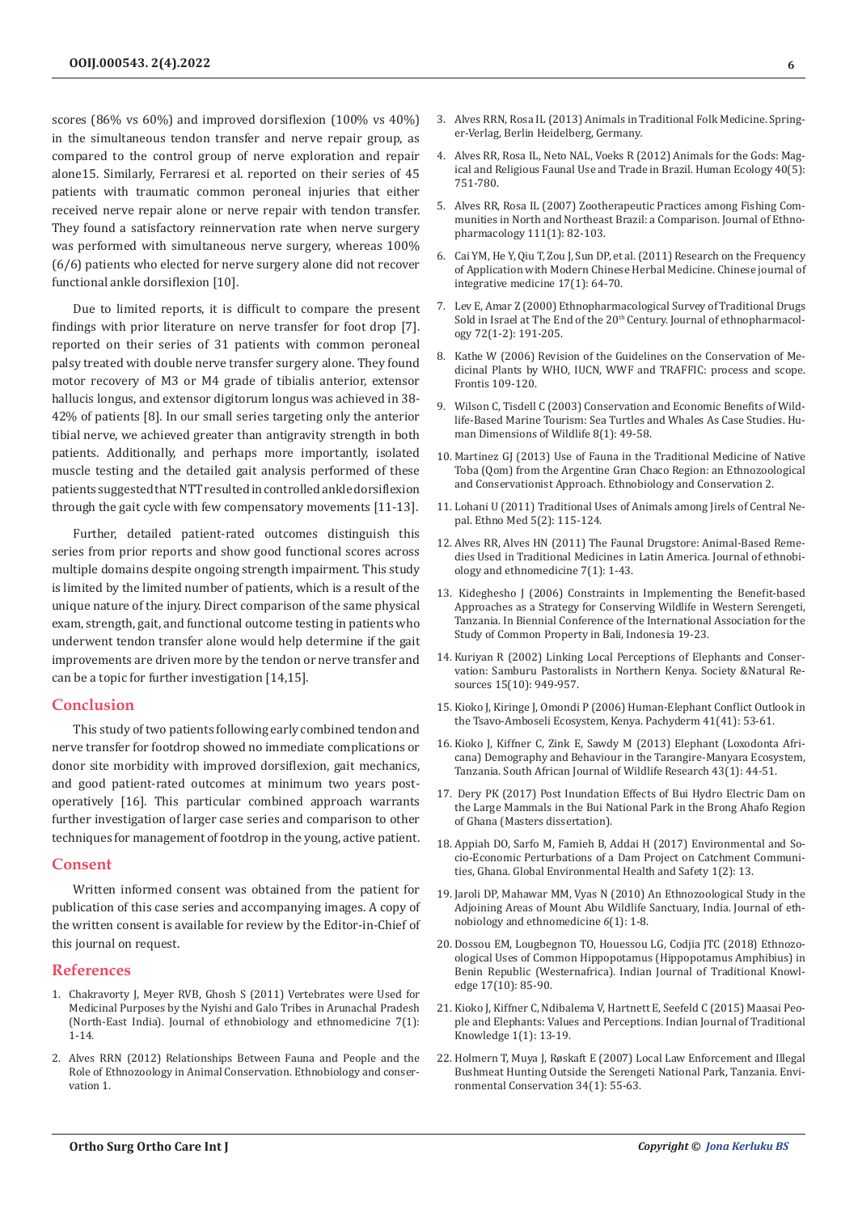scores (86% vs 60%) and improved dorsiflexion (100% vs 40%) in the simultaneous tendon transfer and nerve repair group, as compared to the control group of nerve exploration and repair alone15. Similarly, Ferraresi et al. reported on their series of 45 patients with traumatic common peroneal injuries that either received nerve repair alone or nerve repair with tendon transfer. They found a satisfactory reinnervation rate when nerve surgery was performed with simultaneous nerve surgery, whereas 100% (6/6) patients who elected for nerve surgery alone did not recover functional ankle dorsiflexion [10].

Due to limited reports, it is difficult to compare the present findings with prior literature on nerve transfer for foot drop [7]. reported on their series of 31 patients with common peroneal palsy treated with double nerve transfer surgery alone. They found motor recovery of M3 or M4 grade of tibialis anterior, extensor hallucis longus, and extensor digitorum longus was achieved in 38-42% of patients [8]. In our small series targeting only the anterior tibial nerve, we achieved greater than antigravity strength in both patients. Additionally, and perhaps more importantly, isolated muscle testing and the detailed gait analysis performed of these patients suggested that NTT resulted in controlled ankle dorsiflexion through the gait cycle with few compensatory movements [11-13].

Further, detailed patient-rated outcomes distinguish this series from prior reports and show good functional scores across multiple domains despite ongoing strength impairment. This study is limited by the limited number of patients, which is a result of the unique nature of the injury. Direct comparison of the same physical exam, strength, gait, and functional outcome testing in patients who underwent tendon transfer alone would help determine if the gait improvements are driven more by the tendon or nerve transfer and can be a topic for further investigation [14,15].

## Conclusion

This study of two patients following early combined tendon and nerve transfer for footdrop showed no immediate complications or donor site morbidity with improved dorsiflexion, gait mechanics, and good patient-rated outcomes at minimum two years post-operatively [16]. This particular combined approach warrants further investigation of larger case series and comparison to other techniques for management of footdrop in the young, active patient.

## Consent

Written informed consent was obtained from the patient for publication of this case series and accompanying images. A copy of the written consent is available for review by the Editor-in-Chief of this journal on request.

## References

1. Chakravorty J, Meyer RVB, Ghosh S (2011) Vertebrates were Used for Medicinal Purposes by the Nyishi and Galo Tribes in Arunachal Pradesh (North-East India). Journal of ethnobiology and ethnomedicine 7(1): 1-14.
2. Alves RRN (2012) Relationships Between Fauna and People and the Role of Ethnozoology in Animal Conservation. Ethnobiology and conservation 1.
3. Alves RRN, Rosa IL (2013) Animals in Traditional Folk Medicine. Springer-Verlag, Berlin Heidelberg, Germany.
4. Alves RR, Rosa IL, Neto NAL, Voeks R (2012) Animals for the Gods: Magical and Religious Faunal Use and Trade in Brazil. Human Ecology 40(5): 751-780.
5. Alves RR, Rosa IL (2007) Zootherapeutic Practices among Fishing Communities in North and Northeast Brazil: a Comparison. Journal of Ethnopharmacology 111(1): 82-103.
6. Cai YM, He Y, Qiu T, Zou J, Sun DP, et al. (2011) Research on the Frequency of Application with Modern Chinese Herbal Medicine. Chinese journal of integrative medicine 17(1): 64-70.
7. Lev E, Amar Z (2000) Ethnopharmacological Survey of Traditional Drugs Sold in Israel at The End of the 20th Century. Journal of ethnopharmacology 72(1-2): 191-205.
8. Kathe W (2006) Revision of the Guidelines on the Conservation of Medicinal Plants by WHO, IUCN, WWF and TRAFFIC: process and scope. Frontis 109-120.
9. Wilson C, Tisdell C (2003) Conservation and Economic Benefits of Wildlife-Based Marine Tourism: Sea Turtles and Whales As Case Studies. Human Dimensions of Wildlife 8(1): 49-58.
10. Martínez GJ (2013) Use of Fauna in the Traditional Medicine of Native Toba (Qom) from the Argentine Gran Chaco Region: an Ethnozoological and Conservationist Approach. Ethnobiology and Conservation 2.
11. Lohani U (2011) Traditional Uses of Animals among Jirels of Central Nepal. Ethno Med 5(2): 115-124.
12. Alves RR, Alves HN (2011) The Faunal Drugstore: Animal-Based Remedies Used in Traditional Medicines in Latin America. Journal of ethnobiology and ethnomedicine 7(1): 1-43.
13. Kideghesho J (2006) Constraints in Implementing the Benefit-based Approaches as a Strategy for Conserving Wildlife in Western Serengeti, Tanzania. In Biennial Conference of the International Association for the Study of Common Property in Bali, Indonesia 19-23.
14. Kuriyan R (2002) Linking Local Perceptions of Elephants and Conservation: Samburu Pastoralists in Northern Kenya. Society &Natural Resources 15(10): 949-957.
15. Kioko J, Kiringe J, Omondi P (2006) Human-Elephant Conflict Outlook in the Tsavo-Amboseli Ecosystem, Kenya. Pachyderm 41(41): 53-61.
16. Kioko J, Kiffner C, Zink E, Sawdy M (2013) Elephant (Loxodonta Africana) Demography and Behaviour in the Tarangire-Manyara Ecosystem, Tanzania. South African Journal of Wildlife Research 43(1): 44-51.
17. Dery PK (2017) Post Inundation Effects of Bui Hydro Electric Dam on the Large Mammals in the Bui National Park in the Brong Ahafo Region of Ghana (Masters dissertation).
18. Appiah DO, Sarfo M, Famieh B, Addai H (2017) Environmental and Socio-Economic Perturbations of a Dam Project on Catchment Communities, Ghana. Global Environmental Health and Safety 1(2): 13.
19. Jaroli DP, Mahawar MM, Vyas N (2010) An Ethnozoological Study in the Adjoining Areas of Mount Abu Wildlife Sanctuary, India. Journal of ethnobiology and ethnomedicine 6(1): 1-8.
20. Dossou EM, Lougbegnon TO, Houessou LG, Codjia JTC (2018) Ethnozoological Uses of Common Hippopotamus (Hippopotamus Amphibius) in Benin Republic (Westernafrica). Indian Journal of Traditional Knowledge 17(10): 85-90.
21. Kioko J, Kiffner C, Ndibalema V, Hartnett E, Seefeld C (2015) Maasai People and Elephants: Values and Perceptions. Indian Journal of Traditional Knowledge 1(1): 13-19.
22. Holmern T, Muya J, Røskaft E (2007) Local Law Enforcement and Illegal Bushmeat Hunting Outside the Serengeti National Park, Tanzania. Environmental Conservation 34(1): 55-63.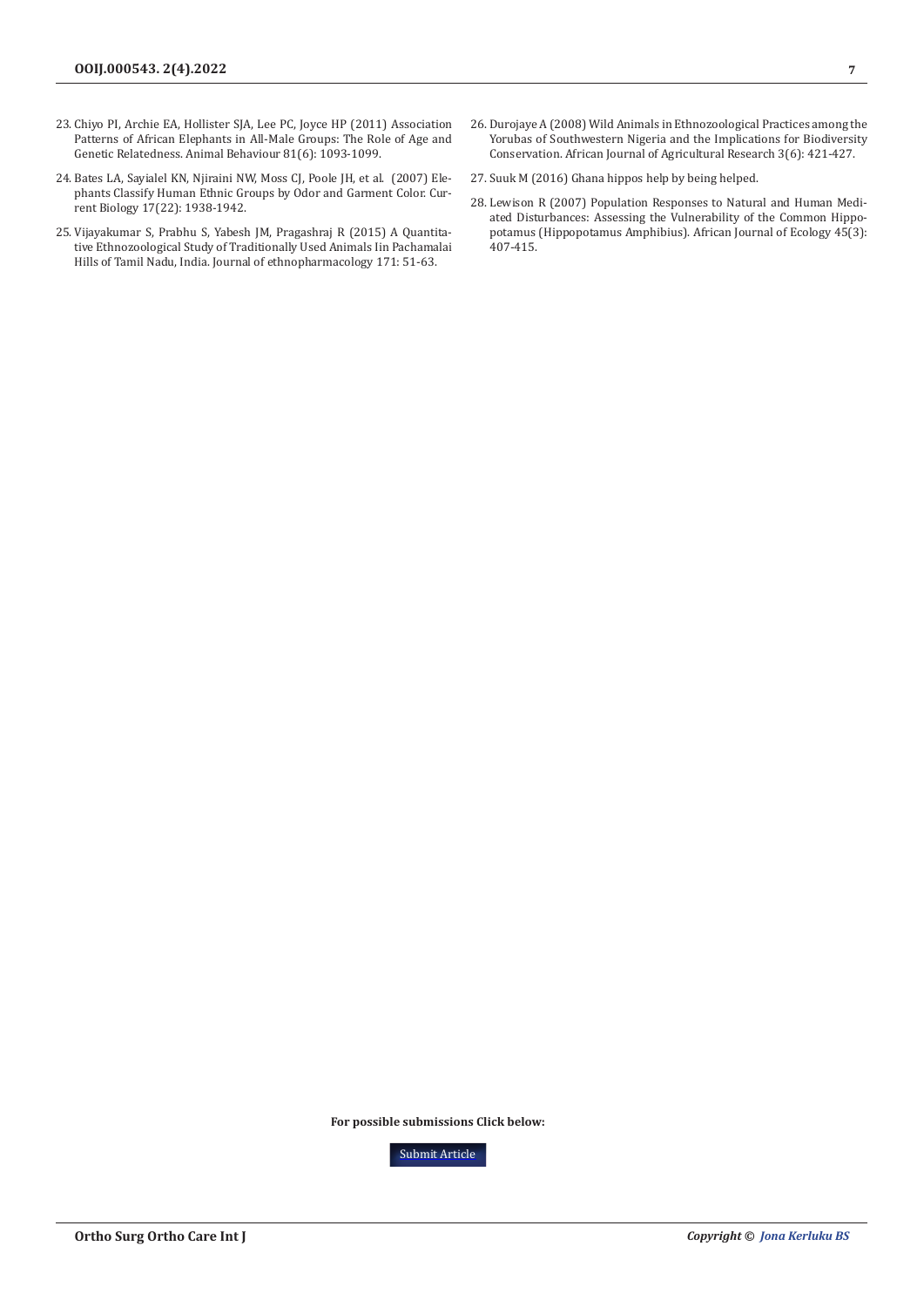23. Chiyo PI, Archie EA, Hollister SJA, Lee PC, Joyce HP (2011) Association Patterns of African Elephants in All-Male Groups: The Role of Age and Genetic Relatedness. Animal Behaviour 81(6): 1093-1099.

24. Bates LA, Sayialel KN, Njiraini NW, Moss CJ, Poole JH, et al. (2007) Elephants Classify Human Ethnic Groups by Odor and Garment Color. Current Biology 17(22): 1938-1942.

25. Vijayakumar S, Prabhu S, Yabesh JM, Pragashraj R (2015) A Quantitative Ethnozoological Study of Traditionally Used Animals Iin Pachamalai Hills of Tamil Nadu, India. Journal of ethnopharmacology 171: 51-63.

26. Durojaye A (2008) Wild Animals in Ethnozoological Practices among the Yorubas of Southwestern Nigeria and the Implications for Biodiversity Conservation. African Journal of Agricultural Research 3(6): 421-427.

27. Suuk M (2016) Ghana hippos help by being helped.

28. Lewison R (2007) Population Responses to Natural and Human Mediated Disturbances: Assessing the Vulnerability of the Common Hippopotamus (Hippopotamus Amphibius). African Journal of Ecology 45(3): 407-415.

**For possible submissions Click below:**

Submit Article